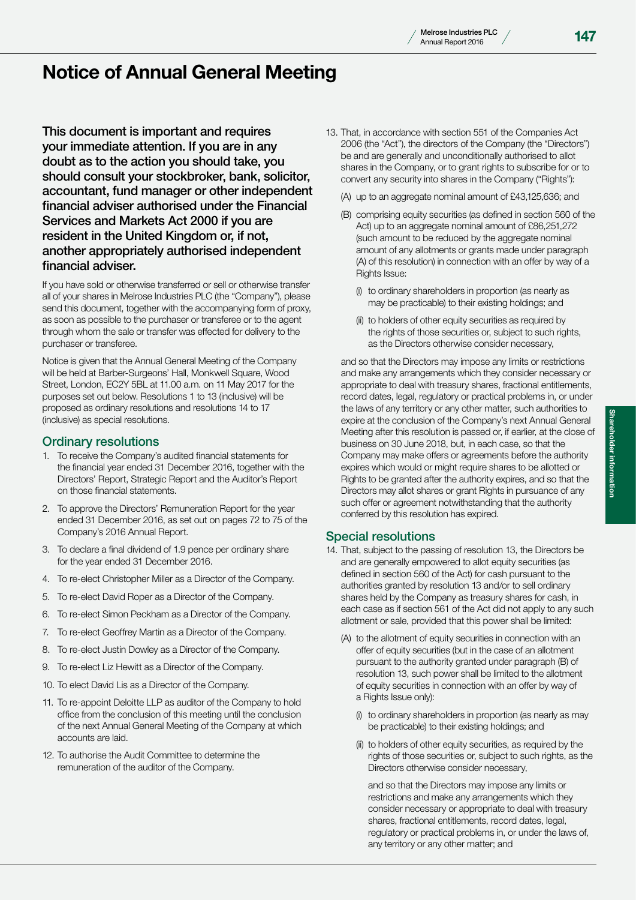# Notice of Annual General Meeting

**This document is important and requires your immediate attention. If you are in any doubt as to the action you should take, you should consult your stockbroker, bank, solicitor, accountant, fund manager or other independent financial adviser authorised under the Financial Services and Markets Act 2000 if you are resident in the United Kingdom or, if not, another appropriately authorised independent financial adviser.**

If you have sold or otherwise transferred or sell or otherwise transfer all of your shares in Melrose Industries PLC (the "Company"), please send this document, together with the accompanying form of proxy, as soon as possible to the purchaser or transferee or to the agent through whom the sale or transfer was effected for delivery to the purchaser or transferee.

Notice is given that the Annual General Meeting of the Company will be held at Barber-Surgeons' Hall, Monkwell Square, Wood Street, London, EC2Y 5BL at 11.00 a.m. on 11 May 2017 for the purposes set out below. Resolutions 1 to 13 (inclusive) will be proposed as ordinary resolutions and resolutions 14 to 17 (inclusive) as special resolutions.

## Ordinary resolutions

1. To receive the Company's audited financial statements for the financial year ended 31 December 2016, together with the Directors' Report, Strategic Report and the Auditor's Report on those financial statements.
2. To approve the Directors' Remuneration Report for the year ended 31 December 2016, as set out on pages 72 to 75 of the Company's 2016 Annual Report.
3. To declare a final dividend of 1.9 pence per ordinary share for the year ended 31 December 2016.
4. To re-elect Christopher Miller as a Director of the Company.
5. To re-elect David Roper as a Director of the Company.
6. To re-elect Simon Peckham as a Director of the Company.
7. To re-elect Geoffrey Martin as a Director of the Company.
8. To re-elect Justin Dowley as a Director of the Company.
9. To re-elect Liz Hewitt as a Director of the Company.
10. To elect David Lis as a Director of the Company.
11. To re-appoint Deloitte LLP as auditor of the Company to hold office from the conclusion of this meeting until the conclusion of the next Annual General Meeting of the Company at which accounts are laid.
12. To authorise the Audit Committee to determine the remuneration of the auditor of the Company.
13. That, in accordance with section 551 of the Companies Act 2006 (the "Act"), the directors of the Company (the "Directors") be and are generally and unconditionally authorised to allot shares in the Company, or to grant rights to subscribe for or to convert any security into shares in the Company ("Rights"):

    (A) up to an aggregate nominal amount of £43,125,636; and

    (B) comprising equity securities (as defined in section 560 of the Act) up to an aggregate nominal amount of £86,251,272 (such amount to be reduced by the aggregate nominal amount of any allotments or grants made under paragraph (A) of this resolution) in connection with an offer by way of a Rights Issue:

    (i) to ordinary shareholders in proportion (as nearly as may be practicable) to their existing holdings; and

    (ii) to holders of other equity securities as required by the rights of those securities or, subject to such rights, as the Directors otherwise consider necessary,

    and so that the Directors may impose any limits or restrictions and make any arrangements which they consider necessary or appropriate to deal with treasury shares, fractional entitlements, record dates, legal, regulatory or practical problems in, or under the laws of any territory or any other matter, such authorities to expire at the conclusion of the Company's next Annual General Meeting after this resolution is passed or, if earlier, at the close of business on 30 June 2018, but, in each case, so that the Company may make offers or agreements before the authority expires which would or might require shares to be allotted or Rights to be granted after the authority expires, and so that the Directors may allot shares or grant Rights in pursuance of any such offer or agreement notwithstanding that the authority conferred by this resolution has expired.

## Special resolutions

14. That, subject to the passing of resolution 13, the Directors be and are generally empowered to allot equity securities (as defined in section 560 of the Act) for cash pursuant to the authorities granted by resolution 13 and/or to sell ordinary shares held by the Company as treasury shares for cash, in each case as if section 561 of the Act did not apply to any such allotment or sale, provided that this power shall be limited:

    (A) to the allotment of equity securities in connection with an offer of equity securities (but in the case of an allotment pursuant to the authority granted under paragraph (B) of resolution 13, such power shall be limited to the allotment of equity securities in connection with an offer by way of a Rights Issue only):

    (i) to ordinary shareholders in proportion (as nearly as may be practicable) to their existing holdings; and

    (ii) to holders of other equity securities, as required by the rights of those securities or, subject to such rights, as the Directors otherwise consider necessary,

    and so that the Directors may impose any limits or restrictions and make any arrangements which they consider necessary or appropriate to deal with treasury shares, fractional entitlements, record dates, legal, regulatory or practical problems in, or under the laws of, any territory or any other matter; and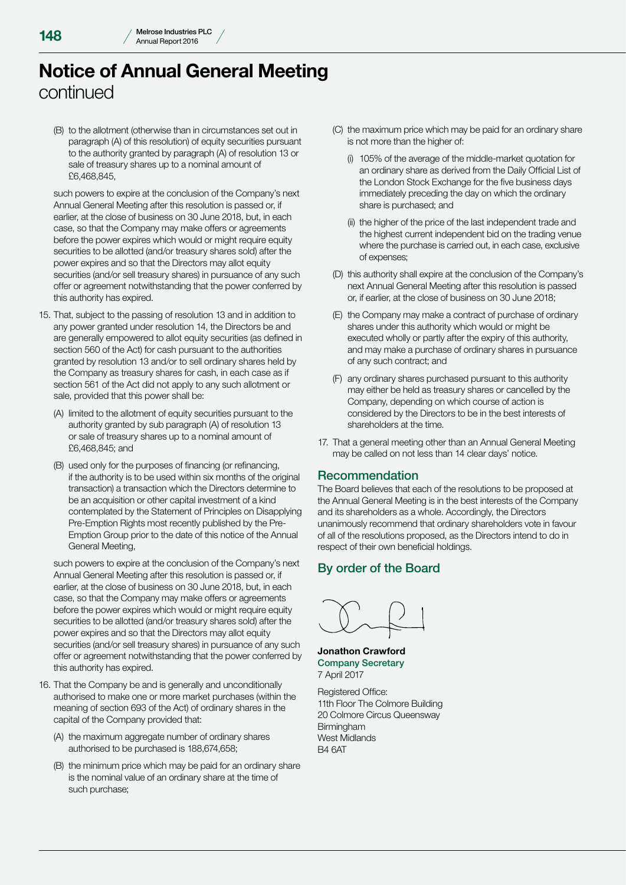# Notice of Annual General Meeting
continued

(B) to the allotment (otherwise than in circumstances set out in paragraph (A) of this resolution) of equity securities pursuant to the authority granted by paragraph (A) of resolution 13 or sale of treasury shares up to a nominal amount of £6,468,845,

such powers to expire at the conclusion of the Company's next Annual General Meeting after this resolution is passed or, if earlier, at the close of business on 30 June 2018, but, in each case, so that the Company may make offers or agreements before the power expires which would or might require equity securities to be allotted (and/or treasury shares sold) after the power expires and so that the Directors may allot equity securities (and/or sell treasury shares) in pursuance of any such offer or agreement notwithstanding that the power conferred by this authority has expired.

15. That, subject to the passing of resolution 13 and in addition to any power granted under resolution 14, the Directors be and are generally empowered to allot equity securities (as defined in section 560 of the Act) for cash pursuant to the authorities granted by resolution 13 and/or to sell ordinary shares held by the Company as treasury shares for cash, in each case as if section 561 of the Act did not apply to any such allotment or sale, provided that this power shall be:

    (A) limited to the allotment of equity securities pursuant to the authority granted by sub paragraph (A) of resolution 13 or sale of treasury shares up to a nominal amount of £6,468,845; and

    (B) used only for the purposes of financing (or refinancing, if the authority is to be used within six months of the original transaction) a transaction which the Directors determine to be an acquisition or other capital investment of a kind contemplated by the Statement of Principles on Disapplying Pre-Emption Rights most recently published by the Pre-Emption Group prior to the date of this notice of the Annual General Meeting,

    such powers to expire at the conclusion of the Company's next Annual General Meeting after this resolution is passed or, if earlier, at the close of business on 30 June 2018, but, in each case, so that the Company may make offers or agreements before the power expires which would or might require equity securities to be allotted (and/or treasury shares sold) after the power expires and so that the Directors may allot equity securities (and/or sell treasury shares) in pursuance of any such offer or agreement notwithstanding that the power conferred by this authority has expired.

16. That the Company be and is generally and unconditionally authorised to make one or more market purchases (within the meaning of section 693 of the Act) of ordinary shares in the capital of the Company provided that:

    (A) the maximum aggregate number of ordinary shares authorised to be purchased is 188,674,658;

    (B) the minimum price which may be paid for an ordinary share is the nominal value of an ordinary share at the time of such purchase;

    (C) the maximum price which may be paid for an ordinary share is not more than the higher of:

        (i) 105% of the average of the middle-market quotation for an ordinary share as derived from the Daily Official List of the London Stock Exchange for the five business days immediately preceding the day on which the ordinary share is purchased; and

        (ii) the higher of the price of the last independent trade and the highest current independent bid on the trading venue where the purchase is carried out, in each case, exclusive of expenses;

    (D) this authority shall expire at the conclusion of the Company's next Annual General Meeting after this resolution is passed or, if earlier, at the close of business on 30 June 2018;

    (E) the Company may make a contract of purchase of ordinary shares under this authority which would or might be executed wholly or partly after the expiry of this authority, and may make a purchase of ordinary shares in pursuance of any such contract; and

    (F) any ordinary shares purchased pursuant to this authority may either be held as treasury shares or cancelled by the Company, depending on which course of action is considered by the Directors to be in the best interests of shareholders at the time.

17. That a general meeting other than an Annual General Meeting may be called on not less than 14 clear days' notice.

## Recommendation

The Board believes that each of the resolutions to be proposed at the Annual General Meeting is in the best interests of the Company and its shareholders as a whole. Accordingly, the Directors unanimously recommend that ordinary shareholders vote in favour of all of the resolutions proposed, as the Directors intend to do in respect of their own beneficial holdings.

## By order of the Board

**Jonathon Crawford**
Company Secretary
7 April 2017

Registered Office:
11th Floor The Colmore Building
20 Colmore Circus Queensway
Birmingham
West Midlands
B4 6AT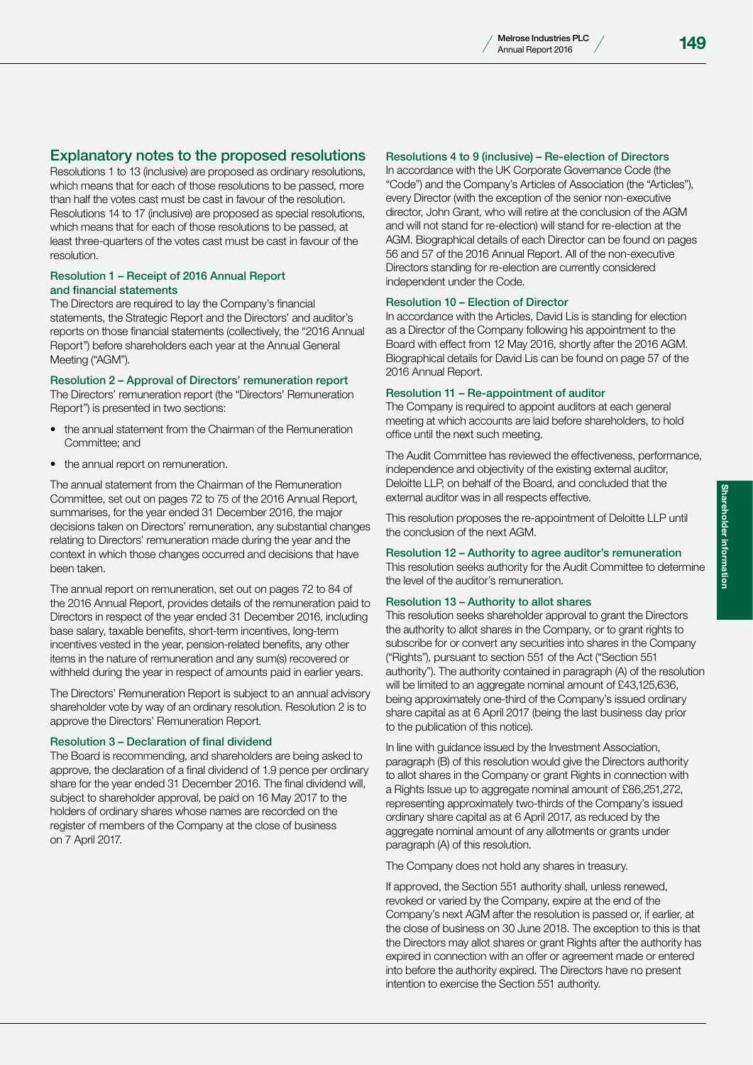## Explanatory notes to the proposed resolutions

Resolutions 1 to 13 (inclusive) are proposed as ordinary resolutions, which means that for each of those resolutions to be passed, more than half the votes cast must be cast in favour of the resolution. Resolutions 14 to 17 (inclusive) are proposed as special resolutions, which means that for each of those resolutions to be passed, at least three-quarters of the votes cast must be cast in favour of the resolution.

### Resolution 1 – Receipt of 2016 Annual Report and financial statements

The Directors are required to lay the Company's financial statements, the Strategic Report and the Directors' and auditor's reports on those financial statements (collectively, the "2016 Annual Report") before shareholders each year at the Annual General Meeting ("AGM").

### Resolution 2 – Approval of Directors' remuneration report

The Directors' remuneration report (the "Directors' Remuneration Report") is presented in two sections:

- the annual statement from the Chairman of the Remuneration Committee; and
- the annual report on remuneration.

The annual statement from the Chairman of the Remuneration Committee, set out on pages 72 to 75 of the 2016 Annual Report, summarises, for the year ended 31 December 2016, the major decisions taken on Directors' remuneration, any substantial changes relating to Directors' remuneration made during the year and the context in which those changes occurred and decisions that have been taken.

The annual report on remuneration, set out on pages 72 to 84 of the 2016 Annual Report, provides details of the remuneration paid to Directors in respect of the year ended 31 December 2016, including base salary, taxable benefits, short-term incentives, long-term incentives vested in the year, pension-related benefits, any other items in the nature of remuneration and any sum(s) recovered or withheld during the year in respect of amounts paid in earlier years.

The Directors' Remuneration Report is subject to an annual advisory shareholder vote by way of an ordinary resolution. Resolution 2 is to approve the Directors' Remuneration Report.

### Resolution 3 – Declaration of final dividend

The Board is recommending, and shareholders are being asked to approve, the declaration of a final dividend of 1.9 pence per ordinary share for the year ended 31 December 2016. The final dividend will, subject to shareholder approval, be paid on 16 May 2017 to the holders of ordinary shares whose names are recorded on the register of members of the Company at the close of business on 7 April 2017.

### Resolutions 4 to 9 (inclusive) – Re-election of Directors

In accordance with the UK Corporate Governance Code (the "Code") and the Company's Articles of Association (the "Articles"), every Director (with the exception of the senior non-executive director, John Grant, who will retire at the conclusion of the AGM and will not stand for re-election) will stand for re-election at the AGM. Biographical details of each Director can be found on pages 56 and 57 of the 2016 Annual Report. All of the non-executive Directors standing for re-election are currently considered independent under the Code.

### Resolution 10 – Election of Director

In accordance with the Articles, David Lis is standing for election as a Director of the Company following his appointment to the Board with effect from 12 May 2016, shortly after the 2016 AGM. Biographical details for David Lis can be found on page 57 of the 2016 Annual Report.

### Resolution 11 – Re-appointment of auditor

The Company is required to appoint auditors at each general meeting at which accounts are laid before shareholders, to hold office until the next such meeting.

The Audit Committee has reviewed the effectiveness, performance, independence and objectivity of the existing external auditor, Deloitte LLP, on behalf of the Board, and concluded that the external auditor was in all respects effective.

This resolution proposes the re-appointment of Deloitte LLP until the conclusion of the next AGM.

### Resolution 12 – Authority to agree auditor's remuneration

This resolution seeks authority for the Audit Committee to determine the level of the auditor's remuneration.

### Resolution 13 – Authority to allot shares

This resolution seeks shareholder approval to grant the Directors the authority to allot shares in the Company, or to grant rights to subscribe for or convert any securities into shares in the Company ("Rights"), pursuant to section 551 of the Act ("Section 551 authority"). The authority contained in paragraph (A) of the resolution will be limited to an aggregate nominal amount of £43,125,636, being approximately one-third of the Company's issued ordinary share capital as at 6 April 2017 (being the last business day prior to the publication of this notice).

In line with guidance issued by the Investment Association, paragraph (B) of this resolution would give the Directors authority to allot shares in the Company or grant Rights in connection with a Rights Issue up to aggregate nominal amount of £86,251,272, representing approximately two-thirds of the Company's issued ordinary share capital as at 6 April 2017, as reduced by the aggregate nominal amount of any allotments or grants under paragraph (A) of this resolution.

The Company does not hold any shares in treasury.

If approved, the Section 551 authority shall, unless renewed, revoked or varied by the Company, expire at the end of the Company's next AGM after the resolution is passed or, if earlier, at the close of business on 30 June 2018. The exception to this is that the Directors may allot shares or grant Rights after the authority has expired in connection with an offer or agreement made or entered into before the authority expired. The Directors have no present intention to exercise the Section 551 authority.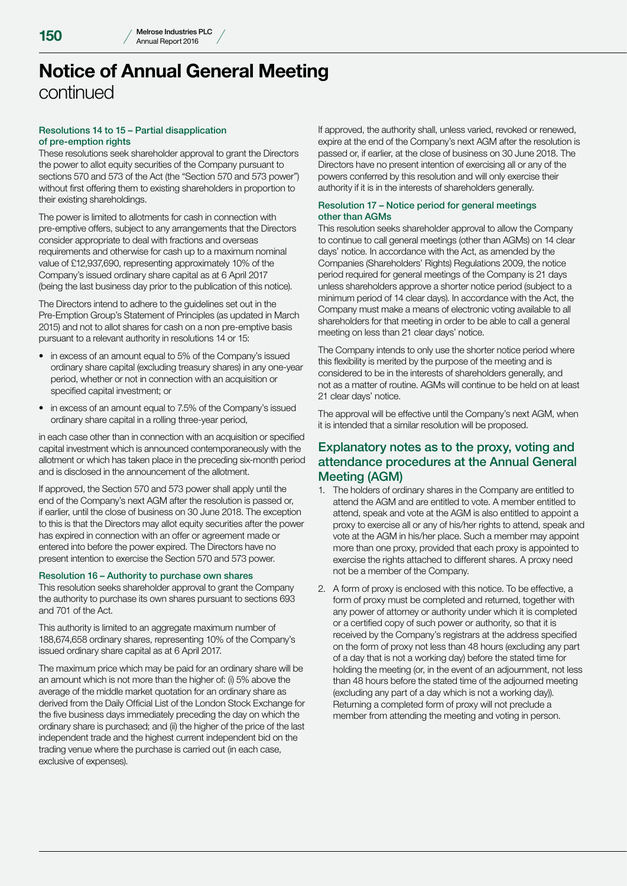# Notice of Annual General Meeting continued

### Resolutions 14 to 15 – Partial disapplication of pre-emption rights

These resolutions seek shareholder approval to grant the Directors the power to allot equity securities of the Company pursuant to sections 570 and 573 of the Act (the "Section 570 and 573 power") without first offering them to existing shareholders in proportion to their existing shareholdings.

The power is limited to allotments for cash in connection with pre-emptive offers, subject to any arrangements that the Directors consider appropriate to deal with fractions and overseas requirements and otherwise for cash up to a maximum nominal value of £12,937,690, representing approximately 10% of the Company's issued ordinary share capital as at 6 April 2017 (being the last business day prior to the publication of this notice).

The Directors intend to adhere to the guidelines set out in the Pre-Emption Group's Statement of Principles (as updated in March 2015) and not to allot shares for cash on a non pre-emptive basis pursuant to a relevant authority in resolutions 14 or 15:

- in excess of an amount equal to 5% of the Company's issued ordinary share capital (excluding treasury shares) in any one-year period, whether or not in connection with an acquisition or specified capital investment; or
- in excess of an amount equal to 7.5% of the Company's issued ordinary share capital in a rolling three-year period,

in each case other than in connection with an acquisition or specified capital investment which is announced contemporaneously with the allotment or which has taken place in the preceding six-month period and is disclosed in the announcement of the allotment.

If approved, the Section 570 and 573 power shall apply until the end of the Company's next AGM after the resolution is passed or, if earlier, until the close of business on 30 June 2018. The exception to this is that the Directors may allot equity securities after the power has expired in connection with an offer or agreement made or entered into before the power expired. The Directors have no present intention to exercise the Section 570 and 573 power.

### Resolution 16 – Authority to purchase own shares

This resolution seeks shareholder approval to grant the Company the authority to purchase its own shares pursuant to sections 693 and 701 of the Act.

This authority is limited to an aggregate maximum number of 188,674,658 ordinary shares, representing 10% of the Company's issued ordinary share capital as at 6 April 2017.

The maximum price which may be paid for an ordinary share will be an amount which is not more than the higher of: (i) 5% above the average of the middle market quotation for an ordinary share as derived from the Daily Official List of the London Stock Exchange for the five business days immediately preceding the day on which the ordinary share is purchased; and (ii) the higher of the price of the last independent trade and the highest current independent bid on the trading venue where the purchase is carried out (in each case, exclusive of expenses).

If approved, the authority shall, unless varied, revoked or renewed, expire at the end of the Company's next AGM after the resolution is passed or, if earlier, at the close of business on 30 June 2018. The Directors have no present intention of exercising all or any of the powers conferred by this resolution and will only exercise their authority if it is in the interests of shareholders generally.

### Resolution 17 – Notice period for general meetings other than AGMs

This resolution seeks shareholder approval to allow the Company to continue to call general meetings (other than AGMs) on 14 clear days' notice. In accordance with the Act, as amended by the Companies (Shareholders' Rights) Regulations 2009, the notice period required for general meetings of the Company is 21 days unless shareholders approve a shorter notice period (subject to a minimum period of 14 clear days). In accordance with the Act, the Company must make a means of electronic voting available to all shareholders for that meeting in order to be able to call a general meeting on less than 21 clear days' notice.

The Company intends to only use the shorter notice period where this flexibility is merited by the purpose of the meeting and is considered to be in the interests of shareholders generally, and not as a matter of routine. AGMs will continue to be held on at least 21 clear days' notice.

The approval will be effective until the Company's next AGM, when it is intended that a similar resolution will be proposed.

## Explanatory notes as to the proxy, voting and attendance procedures at the Annual General Meeting (AGM)

1. The holders of ordinary shares in the Company are entitled to attend the AGM and are entitled to vote. A member entitled to attend, speak and vote at the AGM is also entitled to appoint a proxy to exercise all or any of his/her rights to attend, speak and vote at the AGM in his/her place. Such a member may appoint more than one proxy, provided that each proxy is appointed to exercise the rights attached to different shares. A proxy need not be a member of the Company.
2. A form of proxy is enclosed with this notice. To be effective, a form of proxy must be completed and returned, together with any power of attorney or authority under which it is completed or a certified copy of such power or authority, so that it is received by the Company's registrars at the address specified on the form of proxy not less than 48 hours (excluding any part of a day that is not a working day) before the stated time for holding the meeting (or, in the event of an adjournment, not less than 48 hours before the stated time of the adjourned meeting (excluding any part of a day which is not a working day)). Returning a completed form of proxy will not preclude a member from attending the meeting and voting in person.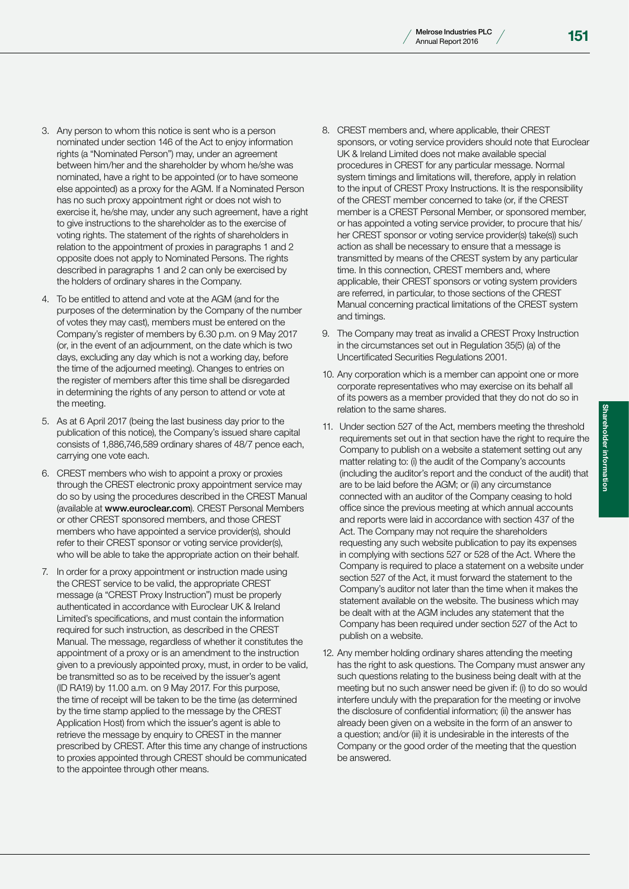3. Any person to whom this notice is sent who is a person nominated under section 146 of the Act to enjoy information rights (a "Nominated Person") may, under an agreement between him/her and the shareholder by whom he/she was nominated, have a right to be appointed (or to have someone else appointed) as a proxy for the AGM. If a Nominated Person has no such proxy appointment right or does not wish to exercise it, he/she may, under any such agreement, have a right to give instructions to the shareholder as to the exercise of voting rights. The statement of the rights of shareholders in relation to the appointment of proxies in paragraphs 1 and 2 opposite does not apply to Nominated Persons. The rights described in paragraphs 1 and 2 can only be exercised by the holders of ordinary shares in the Company.

4. To be entitled to attend and vote at the AGM (and for the purposes of the determination by the Company of the number of votes they may cast), members must be entered on the Company's register of members by 6.30 p.m. on 9 May 2017 (or, in the event of an adjournment, on the date which is two days, excluding any day which is not a working day, before the time of the adjourned meeting). Changes to entries on the register of members after this time shall be disregarded in determining the rights of any person to attend or vote at the meeting.

5. As at 6 April 2017 (being the last business day prior to the publication of this notice), the Company's issued share capital consists of 1,886,746,589 ordinary shares of 48/7 pence each, carrying one vote each.

6. CREST members who wish to appoint a proxy or proxies through the CREST electronic proxy appointment service may do so by using the procedures described in the CREST Manual (available at **www.euroclear.com**). CREST Personal Members or other CREST sponsored members, and those CREST members who have appointed a service provider(s), should refer to their CREST sponsor or voting service provider(s), who will be able to take the appropriate action on their behalf.

7. In order for a proxy appointment or instruction made using the CREST service to be valid, the appropriate CREST message (a "CREST Proxy Instruction") must be properly authenticated in accordance with Euroclear UK & Ireland Limited's specifications, and must contain the information required for such instruction, as described in the CREST Manual. The message, regardless of whether it constitutes the appointment of a proxy or is an amendment to the instruction given to a previously appointed proxy, must, in order to be valid, be transmitted so as to be received by the issuer's agent (ID RA19) by 11.00 a.m. on 9 May 2017. For this purpose, the time of receipt will be taken to be the time (as determined by the time stamp applied to the message by the CREST Application Host) from which the issuer's agent is able to retrieve the message by enquiry to CREST in the manner prescribed by CREST. After this time any change of instructions to proxies appointed through CREST should be communicated to the appointee through other means.

8. CREST members and, where applicable, their CREST sponsors, or voting service providers should note that Euroclear UK & Ireland Limited does not make available special procedures in CREST for any particular message. Normal system timings and limitations will, therefore, apply in relation to the input of CREST Proxy Instructions. It is the responsibility of the CREST member concerned to take (or, if the CREST member is a CREST Personal Member, or sponsored member, or has appointed a voting service provider, to procure that his/her CREST sponsor or voting service provider(s) take(s)) such action as shall be necessary to ensure that a message is transmitted by means of the CREST system by any particular time. In this connection, CREST members and, where applicable, their CREST sponsors or voting system providers are referred, in particular, to those sections of the CREST Manual concerning practical limitations of the CREST system and timings.

9. The Company may treat as invalid a CREST Proxy Instruction in the circumstances set out in Regulation 35(5) (a) of the Uncertificated Securities Regulations 2001.

10. Any corporation which is a member can appoint one or more corporate representatives who may exercise on its behalf all of its powers as a member provided that they do not do so in relation to the same shares.

11. Under section 527 of the Act, members meeting the threshold requirements set out in that section have the right to require the Company to publish on a website a statement setting out any matter relating to: (i) the audit of the Company's accounts (including the auditor's report and the conduct of the audit) that are to be laid before the AGM; or (ii) any circumstance connected with an auditor of the Company ceasing to hold office since the previous meeting at which annual accounts and reports were laid in accordance with section 437 of the Act. The Company may not require the shareholders requesting any such website publication to pay its expenses in complying with sections 527 or 528 of the Act. Where the Company is required to place a statement on a website under section 527 of the Act, it must forward the statement to the Company's auditor not later than the time when it makes the statement available on the website. The business which may be dealt with at the AGM includes any statement that the Company has been required under section 527 of the Act to publish on a website.

12. Any member holding ordinary shares attending the meeting has the right to ask questions. The Company must answer any such questions relating to the business being dealt with at the meeting but no such answer need be given if: (i) to do so would interfere unduly with the preparation for the meeting or involve the disclosure of confidential information; (ii) the answer has already been given on a website in the form of an answer to a question; and/or (iii) it is undesirable in the interests of the Company or the good order of the meeting that the question be answered.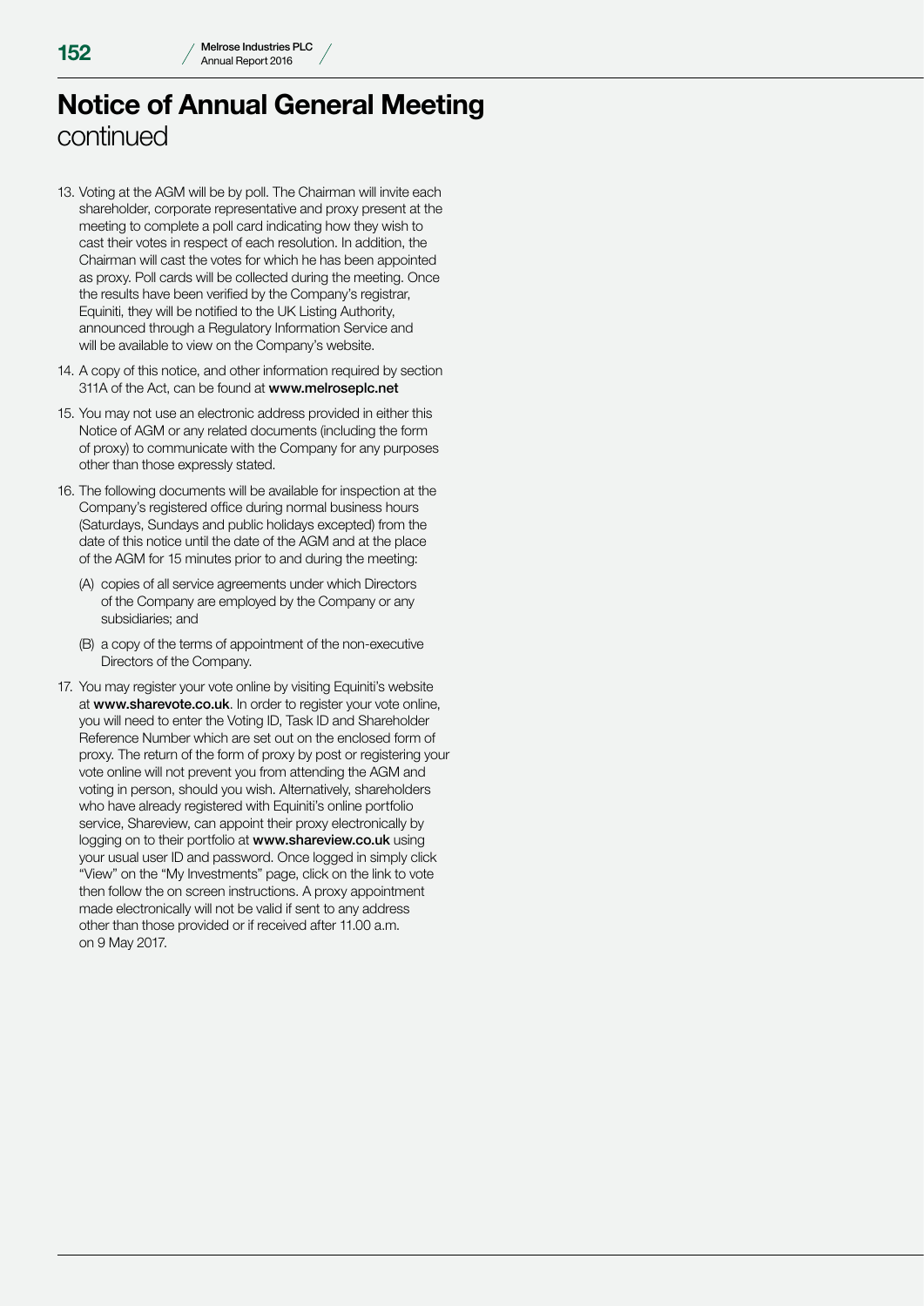# Notice of Annual General Meeting continued

13. Voting at the AGM will be by poll. The Chairman will invite each shareholder, corporate representative and proxy present at the meeting to complete a poll card indicating how they wish to cast their votes in respect of each resolution. In addition, the Chairman will cast the votes for which he has been appointed as proxy. Poll cards will be collected during the meeting. Once the results have been verified by the Company's registrar, Equiniti, they will be notified to the UK Listing Authority, announced through a Regulatory Information Service and will be available to view on the Company's website.
14. A copy of this notice, and other information required by section 311A of the Act, can be found at **www.melroseplc.net**
15. You may not use an electronic address provided in either this Notice of AGM or any related documents (including the form of proxy) to communicate with the Company for any purposes other than those expressly stated.
16. The following documents will be available for inspection at the Company's registered office during normal business hours (Saturdays, Sundays and public holidays excepted) from the date of this notice until the date of the AGM and at the place of the AGM for 15 minutes prior to and during the meeting:

    (A) copies of all service agreements under which Directors of the Company are employed by the Company or any subsidiaries; and

    (B) a copy of the terms of appointment of the non-executive Directors of the Company.
17. You may register your vote online by visiting Equiniti's website at **www.sharevote.co.uk**. In order to register your vote online, you will need to enter the Voting ID, Task ID and Shareholder Reference Number which are set out on the enclosed form of proxy. The return of the form of proxy by post or registering your vote online will not prevent you from attending the AGM and voting in person, should you wish. Alternatively, shareholders who have already registered with Equiniti's online portfolio service, Shareview, can appoint their proxy electronically by logging on to their portfolio at **www.shareview.co.uk** using your usual user ID and password. Once logged in simply click "View" on the "My Investments" page, click on the link to vote then follow the on screen instructions. A proxy appointment made electronically will not be valid if sent to any address other than those provided or if received after 11.00 a.m. on 9 May 2017.